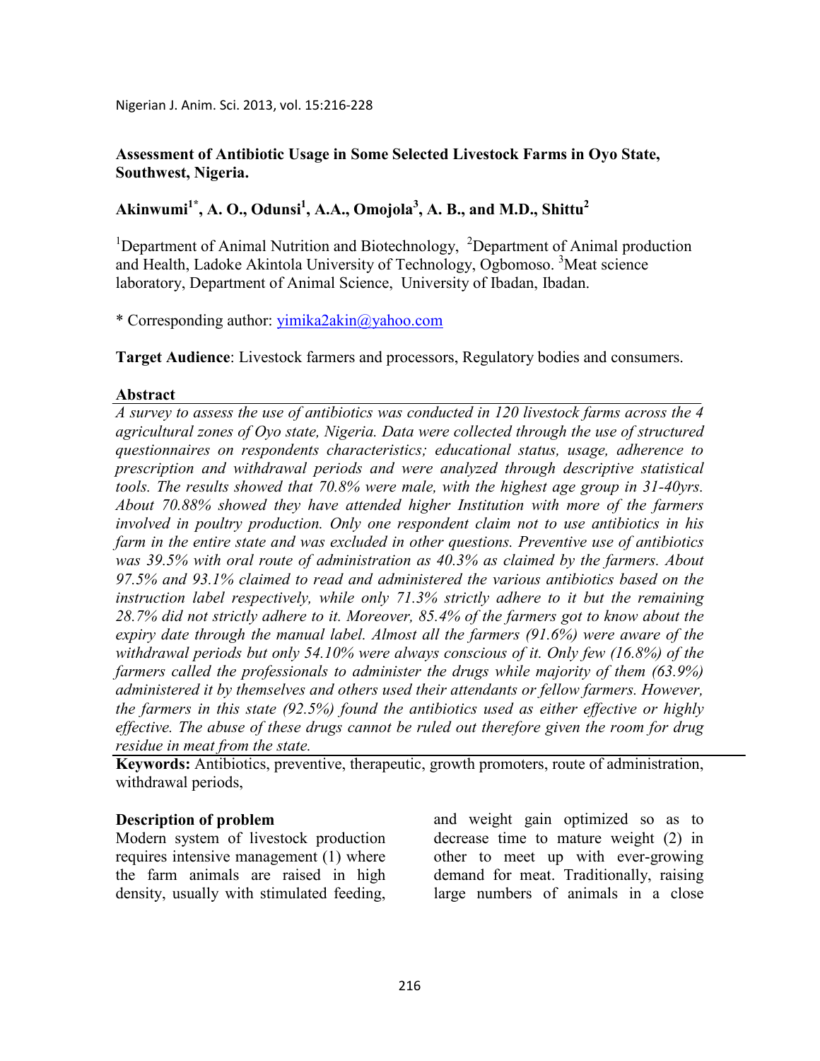# Assessment of Antibiotic Usage in Some Selected Livestock Farms in Oyo State, Southwest, Nigeria.

**Akinwumi[1*], A. O., Odunsi[1], A.A., Omojola[3], A. B., and M.D., Shittu[2]**

[1]Department of Animal Nutrition and Biotechnology, [2]Department of Animal production and Health, Ladoke Akintola University of Technology, Ogbomoso. [3]Meat science laboratory, Department of Animal Science, University of Ibadan, Ibadan.

\* Corresponding author: yimika2akin@yahoo.com

**Target Audience**: Livestock farmers and processors, Regulatory bodies and consumers.

## Abstract

*A survey to assess the use of antibiotics was conducted in 120 livestock farms across the 4 agricultural zones of Oyo state, Nigeria. Data were collected through the use of structured questionnaires on respondents characteristics; educational status, usage, adherence to prescription and withdrawal periods and were analyzed through descriptive statistical tools. The results showed that 70.8% were male, with the highest age group in 31-40yrs. About 70.88% showed they have attended higher Institution with more of the farmers involved in poultry production. Only one respondent claim not to use antibiotics in his farm in the entire state and was excluded in other questions. Preventive use of antibiotics was 39.5% with oral route of administration as 40.3% as claimed by the farmers. About 97.5% and 93.1% claimed to read and administered the various antibiotics based on the instruction label respectively, while only 71.3% strictly adhere to it but the remaining 28.7% did not strictly adhere to it. Moreover, 85.4% of the farmers got to know about the expiry date through the manual label. Almost all the farmers (91.6%) were aware of the withdrawal periods but only 54.10% were always conscious of it. Only few (16.8%) of the farmers called the professionals to administer the drugs while majority of them (63.9%) administered it by themselves and others used their attendants or fellow farmers. However, the farmers in this state (92.5%) found the antibiotics used as either effective or highly effective. The abuse of these drugs cannot be ruled out therefore given the room for drug residue in meat from the state.*

**Keywords:** Antibiotics, preventive, therapeutic, growth promoters, route of administration, withdrawal periods,

## Description of problem

Modern system of livestock production requires intensive management (1) where the farm animals are raised in high density, usually with stimulated feeding, and weight gain optimized so as to decrease time to mature weight (2) in other to meet up with ever-growing demand for meat. Traditionally, raising large numbers of animals in a close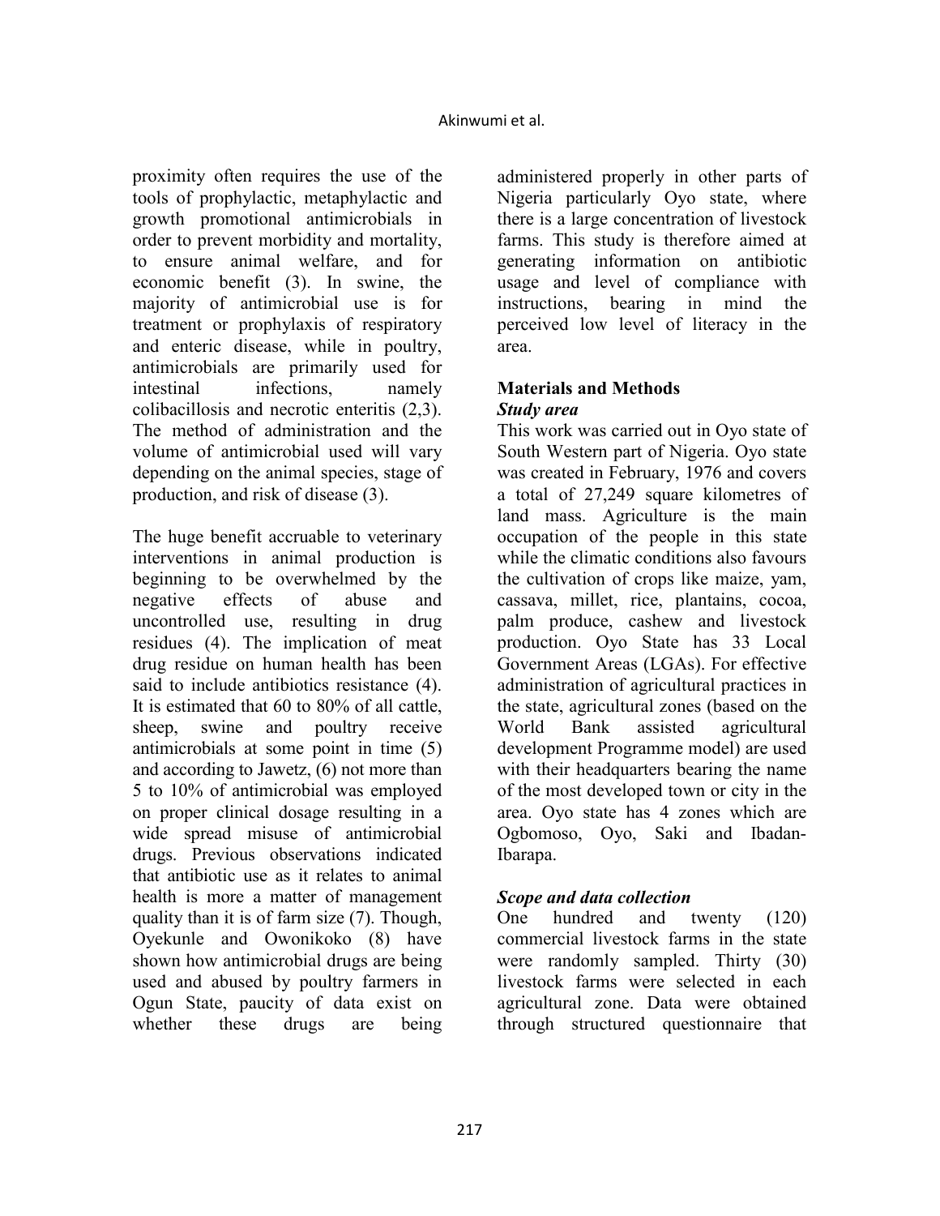proximity often requires the use of the tools of prophylactic, metaphylactic and growth promotional antimicrobials in order to prevent morbidity and mortality, to ensure animal welfare, and for economic benefit (3). In swine, the majority of antimicrobial use is for treatment or prophylaxis of respiratory and enteric disease, while in poultry, antimicrobials are primarily used for intestinal infections, namely colibacillosis and necrotic enteritis (2,3). The method of administration and the volume of antimicrobial used will vary depending on the animal species, stage of production, and risk of disease (3).

The huge benefit accruable to veterinary interventions in animal production is beginning to be overwhelmed by the negative effects of abuse and uncontrolled use, resulting in drug residues (4). The implication of meat drug residue on human health has been said to include antibiotics resistance (4). It is estimated that 60 to 80% of all cattle, sheep, swine and poultry receive antimicrobials at some point in time (5) and according to Jawetz, (6) not more than 5 to 10% of antimicrobial was employed on proper clinical dosage resulting in a wide spread misuse of antimicrobial drugs. Previous observations indicated that antibiotic use as it relates to animal health is more a matter of management quality than it is of farm size (7). Though, Oyekunle and Owonikoko (8) have shown how antimicrobial drugs are being used and abused by poultry farmers in Ogun State, paucity of data exist on whether these drugs are being administered properly in other parts of Nigeria particularly Oyo state, where there is a large concentration of livestock farms. This study is therefore aimed at generating information on antibiotic usage and level of compliance with instructions, bearing in mind the perceived low level of literacy in the area.

## Materials and Methods

### *Study area*

This work was carried out in Oyo state of South Western part of Nigeria. Oyo state was created in February, 1976 and covers a total of 27,249 square kilometres of land mass. Agriculture is the main occupation of the people in this state while the climatic conditions also favours the cultivation of crops like maize, yam, cassava, millet, rice, plantains, cocoa, palm produce, cashew and livestock production. Oyo State has 33 Local Government Areas (LGAs). For effective administration of agricultural practices in the state, agricultural zones (based on the World Bank assisted agricultural development Programme model) are used with their headquarters bearing the name of the most developed town or city in the area. Oyo state has 4 zones which are Ogbomoso, Oyo, Saki and Ibadan-Ibarapa.

### *Scope and data collection*

One hundred and twenty (120) commercial livestock farms in the state were randomly sampled. Thirty (30) livestock farms were selected in each agricultural zone. Data were obtained through structured questionnaire that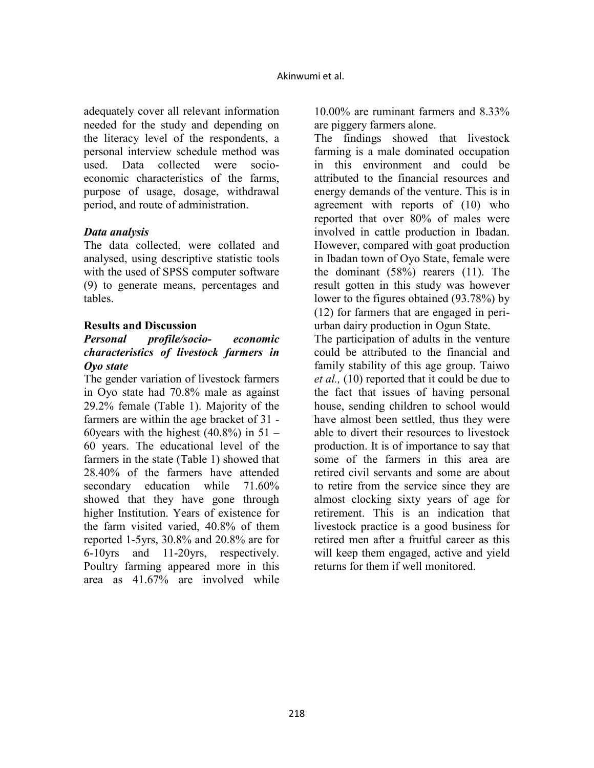adequately cover all relevant information needed for the study and depending on the literacy level of the respondents, a personal interview schedule method was used. Data collected were socio-economic characteristics of the farms, purpose of usage, dosage, withdrawal period, and route of administration.

### *Data analysis*

The data collected, were collated and analysed, using descriptive statistic tools with the used of SPSS computer software (9) to generate means, percentages and tables.

## Results and Discussion

### *Personal profile/socio- economic characteristics of livestock farmers in Oyo state*

The gender variation of livestock farmers in Oyo state had 70.8% male as against 29.2% female (Table 1). Majority of the farmers are within the age bracket of 31 - 60years with the highest (40.8%) in 51 – 60 years. The educational level of the farmers in the state (Table 1) showed that 28.40% of the farmers have attended secondary education while 71.60% showed that they have gone through higher Institution. Years of existence for the farm visited varied, 40.8% of them reported 1-5yrs, 30.8% and 20.8% are for 6-10yrs and 11-20yrs, respectively. Poultry farming appeared more in this area as 41.67% are involved while 10.00% are ruminant farmers and 8.33% are piggery farmers alone.

The findings showed that livestock farming is a male dominated occupation in this environment and could be attributed to the financial resources and energy demands of the venture. This is in agreement with reports of (10) who reported that over 80% of males were involved in cattle production in Ibadan. However, compared with goat production in Ibadan town of Oyo State, female were the dominant (58%) rearers (11). The result gotten in this study was however lower to the figures obtained (93.78%) by (12) for farmers that are engaged in peri-urban dairy production in Ogun State.

The participation of adults in the venture could be attributed to the financial and family stability of this age group. Taiwo *et al.,* (10) reported that it could be due to the fact that issues of having personal house, sending children to school would have almost been settled, thus they were able to divert their resources to livestock production. It is of importance to say that some of the farmers in this area are retired civil servants and some are about to retire from the service since they are almost clocking sixty years of age for retirement. This is an indication that livestock practice is a good business for retired men after a fruitful career as this will keep them engaged, active and yield returns for them if well monitored.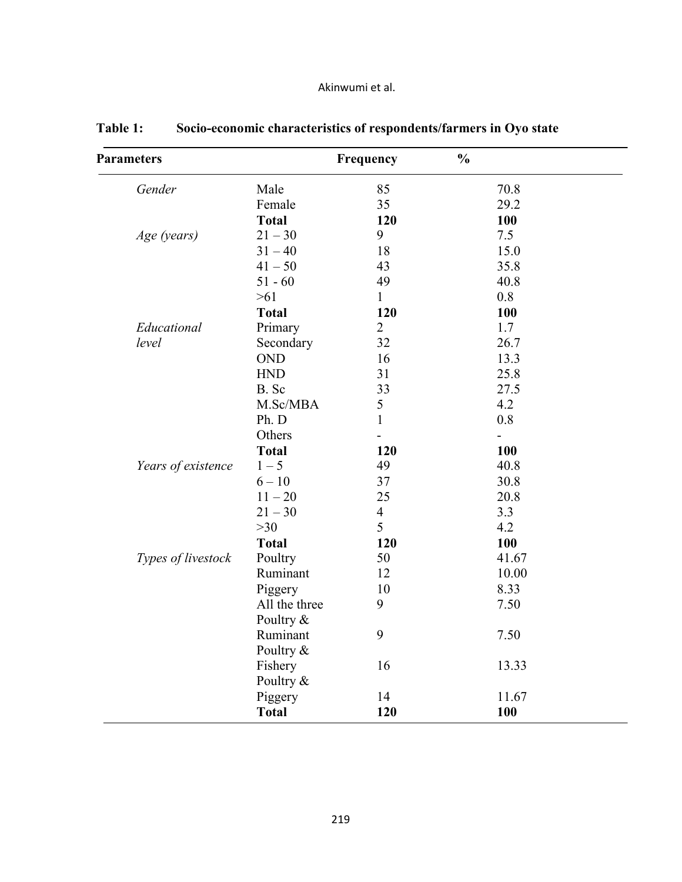**Table 1: Socio-economic characteristics of respondents/farmers in Oyo state**

| Parameters | | Frequency | % |
|---|---|---|---|
| *Gender* | Male | 85 | 70.8 |
| | Female | 35 | 29.2 |
| | **Total** | **120** | **100** |
| *Age (years)* | 21 – 30 | 9 | 7.5 |
| | 31 – 40 | 18 | 15.0 |
| | 41 – 50 | 43 | 35.8 |
| | 51 - 60 | 49 | 40.8 |
| | >61 | 1 | 0.8 |
| | **Total** | **120** | **100** |
| *Educational level* | Primary | 2 | 1.7 |
| | Secondary | 32 | 26.7 |
| | OND | 16 | 13.3 |
| | HND | 31 | 25.8 |
| | B. Sc | 33 | 27.5 |
| | M.Sc/MBA | 5 | 4.2 |
| | Ph. D | 1 | 0.8 |
| | Others | - | - |
| | **Total** | **120** | **100** |
| *Years of existence* | 1 – 5 | 49 | 40.8 |
| | 6 – 10 | 37 | 30.8 |
| | 11 – 20 | 25 | 20.8 |
| | 21 – 30 | 4 | 3.3 |
| | >30 | 5 | 4.2 |
| | **Total** | **120** | **100** |
| *Types of livestock* | Poultry | 50 | 41.67 |
| | Ruminant | 12 | 10.00 |
| | Piggery | 10 | 8.33 |
| | All the three | 9 | 7.50 |
| | Poultry & Ruminant | 9 | 7.50 |
| | Poultry & Fishery | 16 | 13.33 |
| | Poultry & Piggery | 14 | 11.67 |
| | **Total** | **120** | **100** |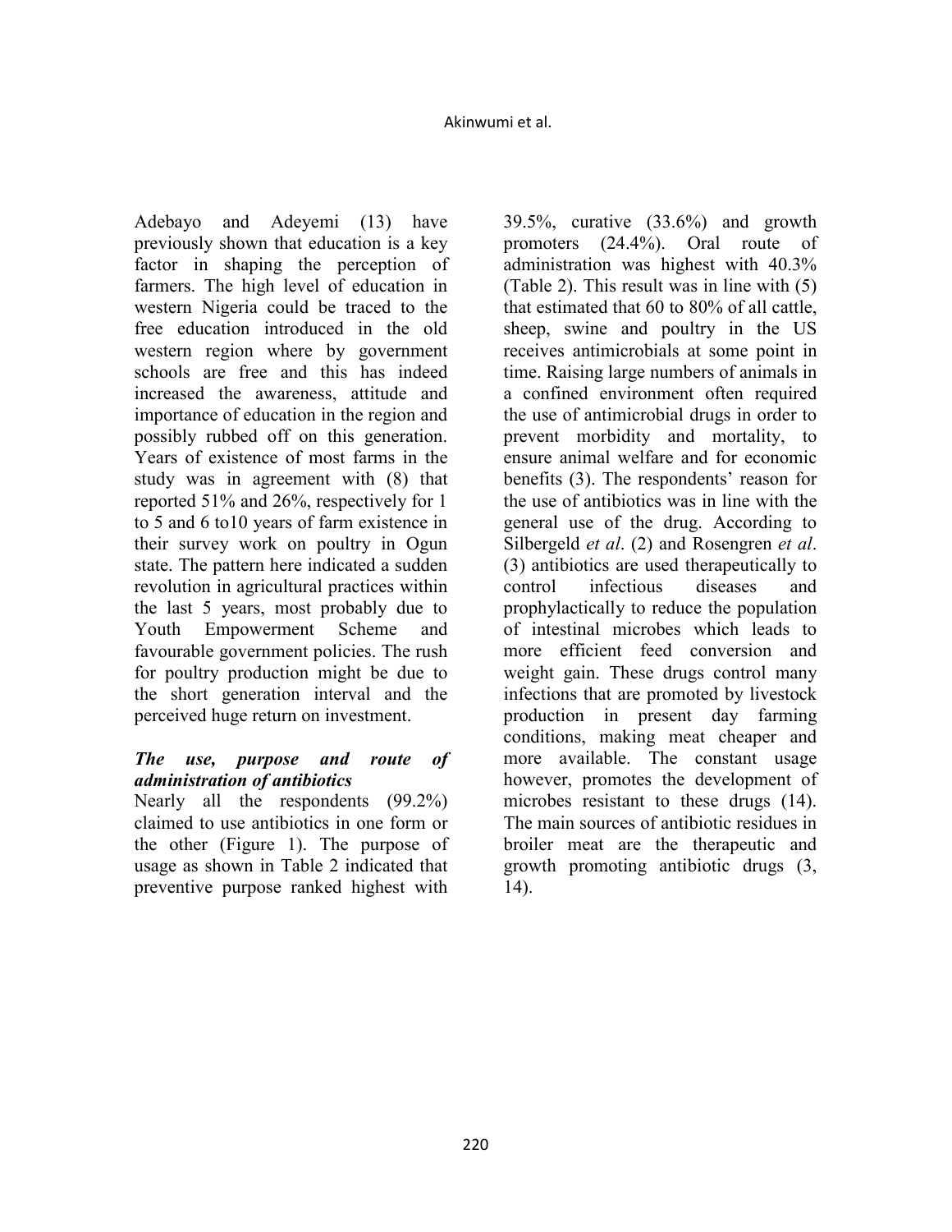Adebayo and Adeyemi (13) have previously shown that education is a key factor in shaping the perception of farmers. The high level of education in western Nigeria could be traced to the free education introduced in the old western region where by government schools are free and this has indeed increased the awareness, attitude and importance of education in the region and possibly rubbed off on this generation. Years of existence of most farms in the study was in agreement with (8) that reported 51% and 26%, respectively for 1 to 5 and 6 to10 years of farm existence in their survey work on poultry in Ogun state. The pattern here indicated a sudden revolution in agricultural practices within the last 5 years, most probably due to Youth Empowerment Scheme and favourable government policies. The rush for poultry production might be due to the short generation interval and the perceived huge return on investment.

### *The use, purpose and route of administration of antibiotics*

Nearly all the respondents (99.2%) claimed to use antibiotics in one form or the other (Figure 1). The purpose of usage as shown in Table 2 indicated that preventive purpose ranked highest with 39.5%, curative (33.6%) and growth promoters (24.4%). Oral route of administration was highest with 40.3% (Table 2). This result was in line with (5) that estimated that 60 to 80% of all cattle, sheep, swine and poultry in the US receives antimicrobials at some point in time. Raising large numbers of animals in a confined environment often required the use of antimicrobial drugs in order to prevent morbidity and mortality, to ensure animal welfare and for economic benefits (3). The respondents' reason for the use of antibiotics was in line with the general use of the drug. According to Silbergeld *et al*. (2) and Rosengren *et al*. (3) antibiotics are used therapeutically to control infectious diseases and prophylactically to reduce the population of intestinal microbes which leads to more efficient feed conversion and weight gain. These drugs control many infections that are promoted by livestock production in present day farming conditions, making meat cheaper and more available. The constant usage however, promotes the development of microbes resistant to these drugs (14). The main sources of antibiotic residues in broiler meat are the therapeutic and growth promoting antibiotic drugs (3, 14).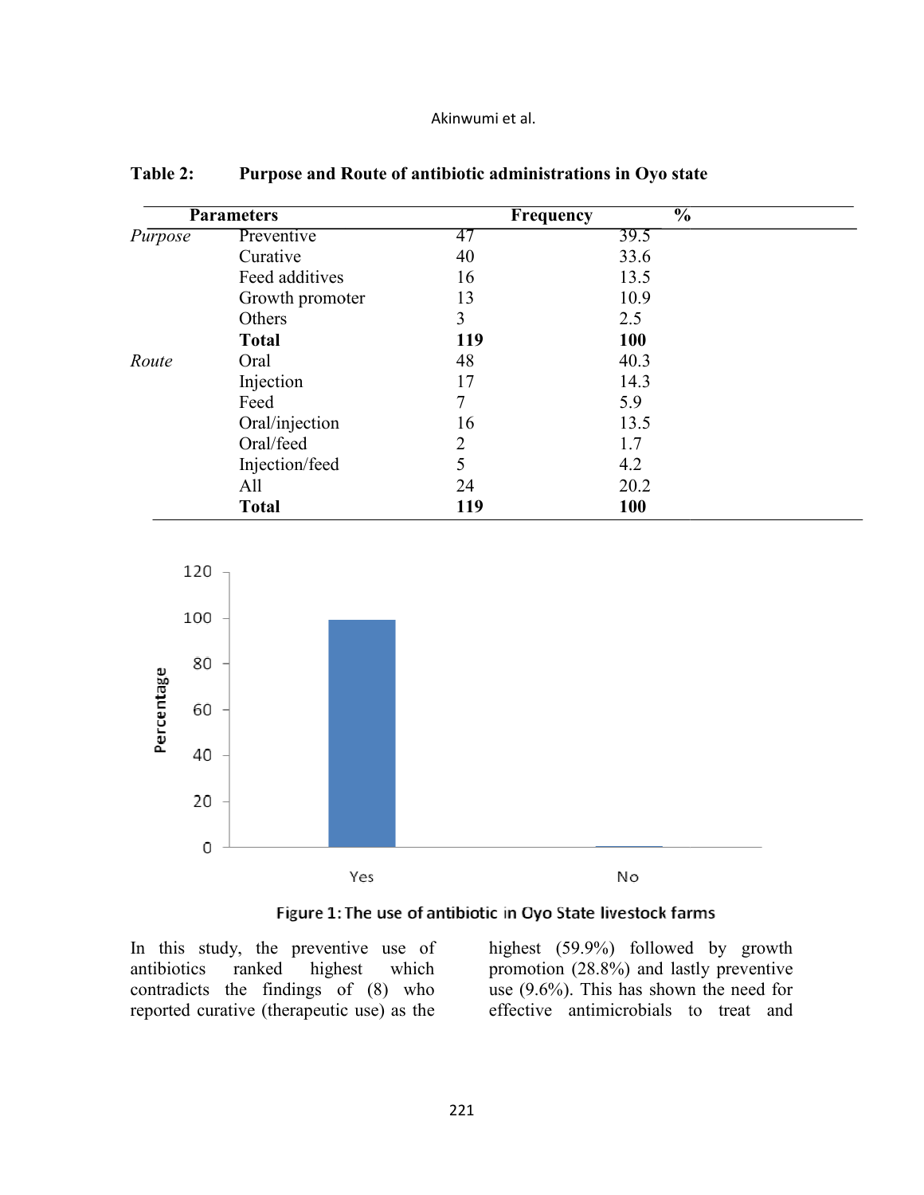**Table 2: Purpose and Route of antibiotic administrations in Oyo state**

| Parameters | | Frequency | % |
|---|---|---|---|
| *Purpose* | Preventive | 47 | 39.5 |
| | Curative | 40 | 33.6 |
| | Feed additives | 16 | 13.5 |
| | Growth promoter | 13 | 10.9 |
| | Others | 3 | 2.5 |
| | **Total** | **119** | **100** |
| *Route* | Oral | 48 | 40.3 |
| | Injection | 17 | 14.3 |
| | Feed | 7 | 5.9 |
| | Oral/injection | 16 | 13.5 |
| | Oral/feed | 2 | 1.7 |
| | Injection/feed | 5 | 4.2 |
| | All | 24 | 20.2 |
| | **Total** | **119** | **100** |

Figure 1: The use of antibiotic in Oyo State livestock farms

In this study, the preventive use of antibiotics ranked highest which contradicts the findings of (8) who reported curative (therapeutic use) as the highest (59.9%) followed by growth promotion (28.8%) and lastly preventive use (9.6%). This has shown the need for effective antimicrobials to treat and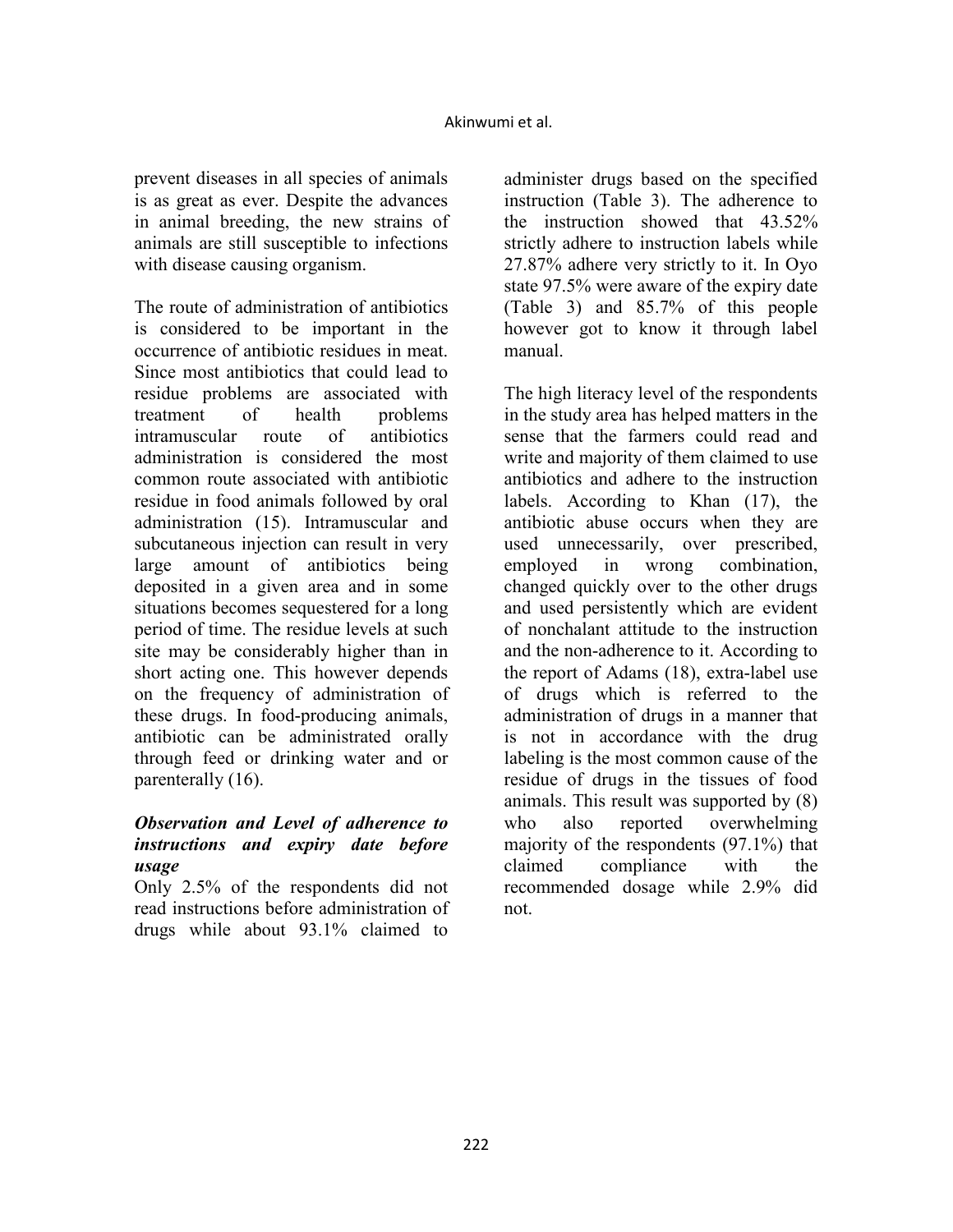prevent diseases in all species of animals is as great as ever. Despite the advances in animal breeding, the new strains of animals are still susceptible to infections with disease causing organism.

The route of administration of antibiotics is considered to be important in the occurrence of antibiotic residues in meat. Since most antibiotics that could lead to residue problems are associated with treatment of health problems intramuscular route of antibiotics administration is considered the most common route associated with antibiotic residue in food animals followed by oral administration (15). Intramuscular and subcutaneous injection can result in very large amount of antibiotics being deposited in a given area and in some situations becomes sequestered for a long period of time. The residue levels at such site may be considerably higher than in short acting one. This however depends on the frequency of administration of these drugs. In food-producing animals, antibiotic can be administrated orally through feed or drinking water and or parenterally (16).

### *Observation and Level of adherence to instructions and expiry date before usage*

Only 2.5% of the respondents did not read instructions before administration of drugs while about 93.1% claimed to administer drugs based on the specified instruction (Table 3). The adherence to the instruction showed that 43.52% strictly adhere to instruction labels while 27.87% adhere very strictly to it. In Oyo state 97.5% were aware of the expiry date (Table 3) and 85.7% of this people however got to know it through label manual.

The high literacy level of the respondents in the study area has helped matters in the sense that the farmers could read and write and majority of them claimed to use antibiotics and adhere to the instruction labels. According to Khan (17), the antibiotic abuse occurs when they are used unnecessarily, over prescribed, employed in wrong combination, changed quickly over to the other drugs and used persistently which are evident of nonchalant attitude to the instruction and the non-adherence to it. According to the report of Adams (18), extra-label use of drugs which is referred to the administration of drugs in a manner that is not in accordance with the drug labeling is the most common cause of the residue of drugs in the tissues of food animals. This result was supported by (8) who also reported overwhelming majority of the respondents (97.1%) that claimed compliance with the recommended dosage while 2.9% did not.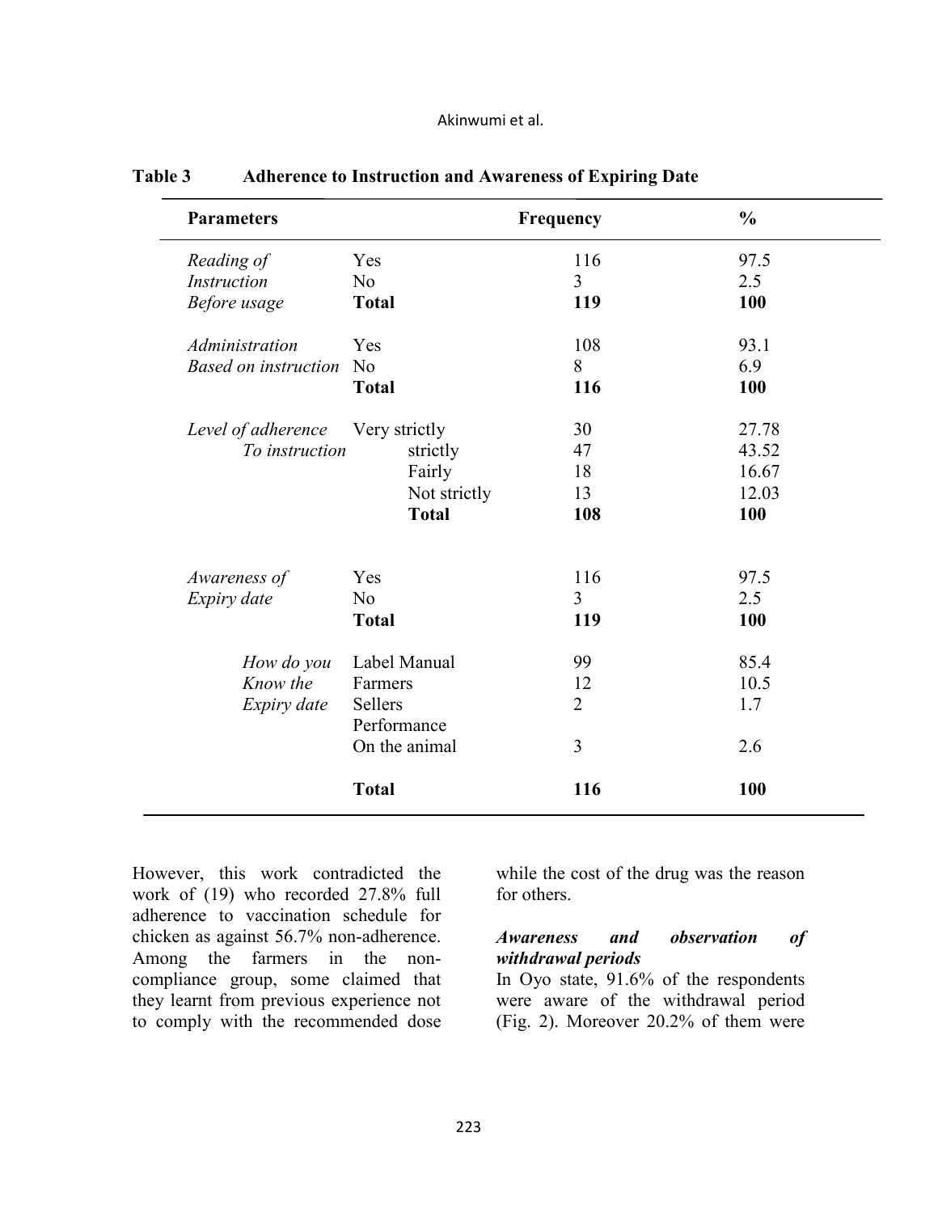**Table 3 Adherence to Instruction and Awareness of Expiring Date**

| Parameters | | Frequency | % |
|---|---|---|---|
| *Reading of Instruction Before usage* | Yes | 116 | 97.5 |
| | No | 3 | 2.5 |
| | **Total** | **119** | **100** |
| *Administration Based on instruction* | Yes | 108 | 93.1 |
| | No | 8 | 6.9 |
| | **Total** | **116** | **100** |
| *Level of adherence To instruction* | Very strictly | 30 | 27.78 |
| | strictly | 47 | 43.52 |
| | Fairly | 18 | 16.67 |
| | Not strictly | 13 | 12.03 |
| | **Total** | **108** | **100** |
| *Awareness of Expiry date* | Yes | 116 | 97.5 |
| | No | 3 | 2.5 |
| | **Total** | **119** | **100** |
| *How do you Know the Expiry date* | Label Manual | 99 | 85.4 |
| | Farmers | 12 | 10.5 |
| | Sellers | 2 | 1.7 |
| | Performance On the animal | 3 | 2.6 |
| | **Total** | **116** | **100** |

However, this work contradicted the work of (19) who recorded 27.8% full adherence to vaccination schedule for chicken as against 56.7% non-adherence. Among the farmers in the non-compliance group, some claimed that they learnt from previous experience not to comply with the recommended dose while the cost of the drug was the reason for others.

***Awareness and observation of withdrawal periods***

In Oyo state, 91.6% of the respondents were aware of the withdrawal period (Fig. 2). Moreover 20.2% of them were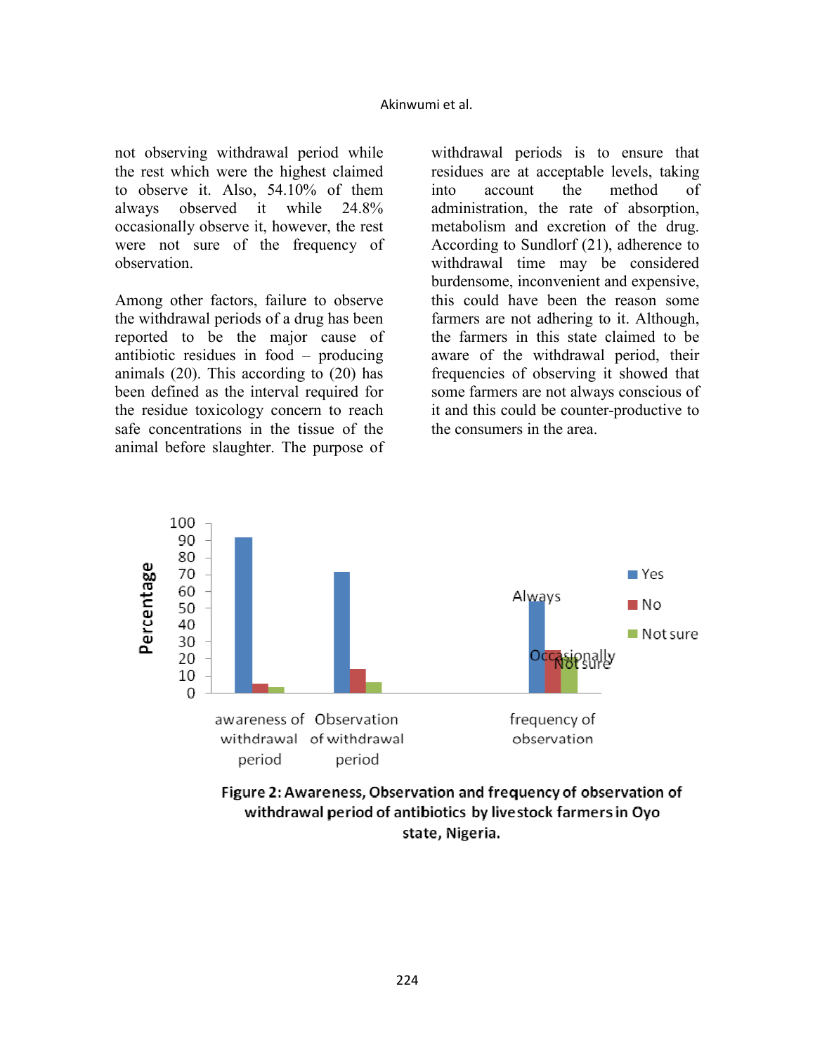not observing withdrawal period while the rest which were the highest claimed to observe it. Also, 54.10% of them always observed it while 24.8% occasionally observe it, however, the rest were not sure of the frequency of observation.

Among other factors, failure to observe the withdrawal periods of a drug has been reported to be the major cause of antibiotic residues in food – producing animals (20). This according to (20) has been defined as the interval required for the residue toxicology concern to reach safe concentrations in the tissue of the animal before slaughter. The purpose of withdrawal periods is to ensure that residues are at acceptable levels, taking into account the method of administration, the rate of absorption, metabolism and excretion of the drug. According to Sundlorf (21), adherence to withdrawal time may be considered burdensome, inconvenient and expensive, this could have been the reason some farmers are not adhering to it. Although, the farmers in this state claimed to be aware of the withdrawal period, their frequencies of observing it showed that some farmers are not always conscious of it and this could be counter-productive to the consumers in the area.

**Figure 2: Awareness, Observation and frequency of observation of withdrawal period of antibiotics by livestock farmers in Oyo state, Nigeria.**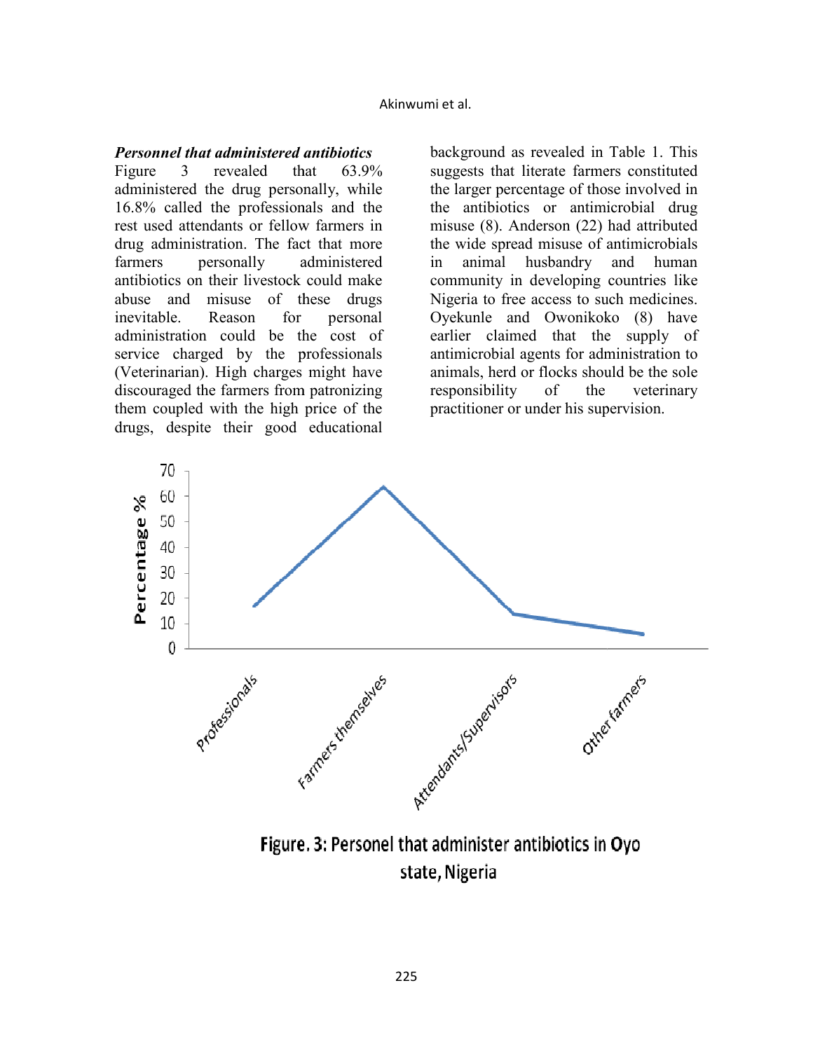***Personnel that administered antibiotics***

Figure 3 revealed that 63.9% administered the drug personally, while 16.8% called the professionals and the rest used attendants or fellow farmers in drug administration. The fact that more farmers personally administered antibiotics on their livestock could make abuse and misuse of these drugs inevitable. Reason for personal administration could be the cost of service charged by the professionals (Veterinarian). High charges might have discouraged the farmers from patronizing them coupled with the high price of the drugs, despite their good educational background as revealed in Table 1. This suggests that literate farmers constituted the larger percentage of those involved in the antibiotics or antimicrobial drug misuse (8). Anderson (22) had attributed the wide spread misuse of antimicrobials in animal husbandry and human community in developing countries like Nigeria to free access to such medicines. Oyekunle and Owonikoko (8) have earlier claimed that the supply of antimicrobial agents for administration to animals, herd or flocks should be the sole responsibility of the veterinary practitioner or under his supervision.

**Figure. 3: Personel that administer antibiotics in Oyo state, Nigeria**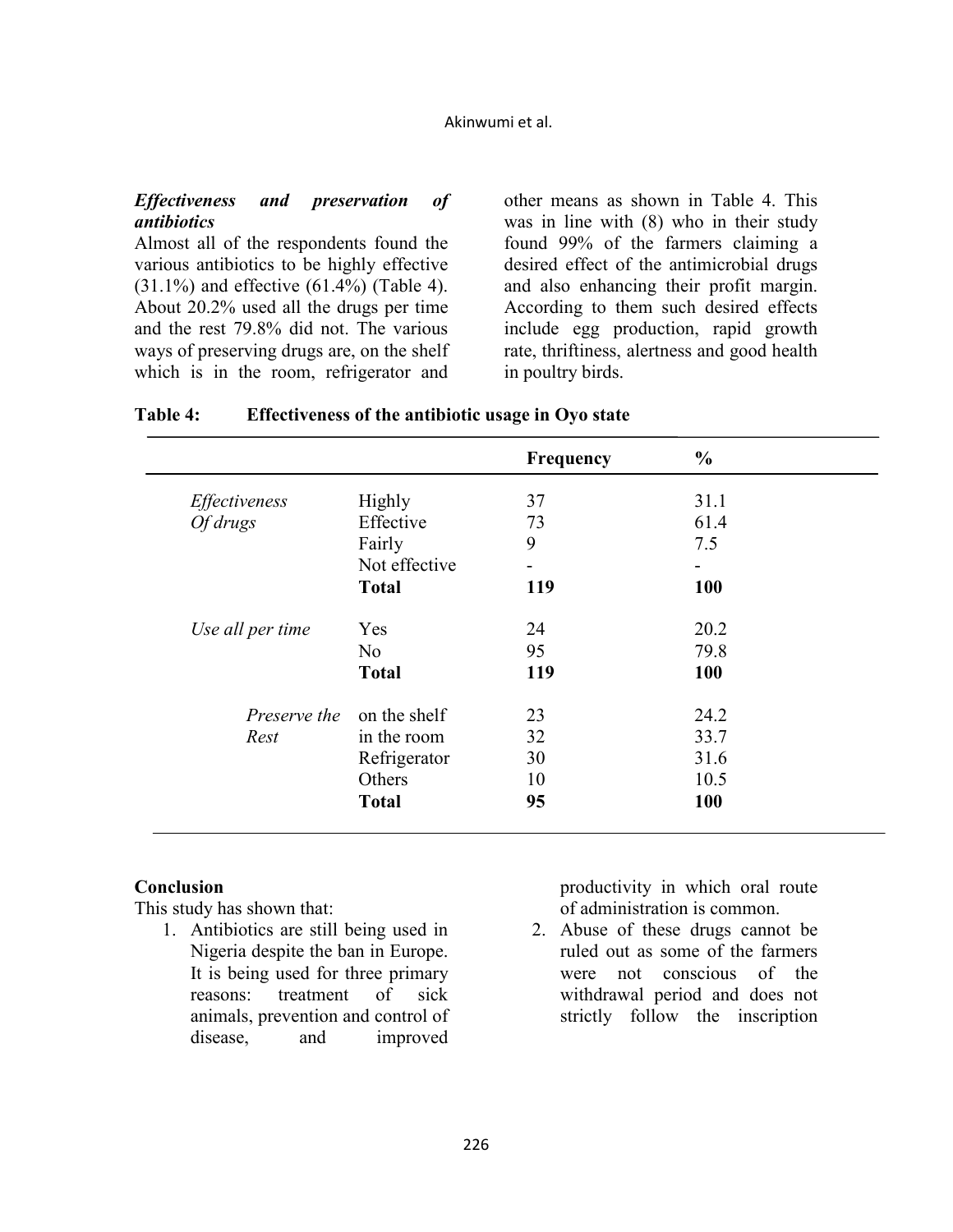***Effectiveness and preservation of antibiotics***

Almost all of the respondents found the various antibiotics to be highly effective (31.1%) and effective (61.4%) (Table 4). About 20.2% used all the drugs per time and the rest 79.8% did not. The various ways of preserving drugs are, on the shelf which is in the room, refrigerator and other means as shown in Table 4. This was in line with (8) who in their study found 99% of the farmers claiming a desired effect of the antimicrobial drugs and also enhancing their profit margin. According to them such desired effects include egg production, rapid growth rate, thriftiness, alertness and good health in poultry birds.

**Table 4: Effectiveness of the antibiotic usage in Oyo state**

| | | Frequency | % |
|---|---|---|---|
| *Effectiveness Of drugs* | Highly | 37 | 31.1 |
| | Effective | 73 | 61.4 |
| | Fairly | 9 | 7.5 |
| | Not effective | - | - |
| | **Total** | **119** | **100** |
| *Use all per time* | Yes | 24 | 20.2 |
| | No | 95 | 79.8 |
| | **Total** | **119** | **100** |
| *Preserve the Rest* | on the shelf | 23 | 24.2 |
| | in the room | 32 | 33.7 |
| | Refrigerator | 30 | 31.6 |
| | Others | 10 | 10.5 |
| | **Total** | **95** | **100** |

**Conclusion**

This study has shown that:

1. Antibiotics are still being used in Nigeria despite the ban in Europe. It is being used for three primary reasons: treatment of sick animals, prevention and control of disease, and improved productivity in which oral route of administration is common.
2. Abuse of these drugs cannot be ruled out as some of the farmers were not conscious of the withdrawal period and does not strictly follow the inscription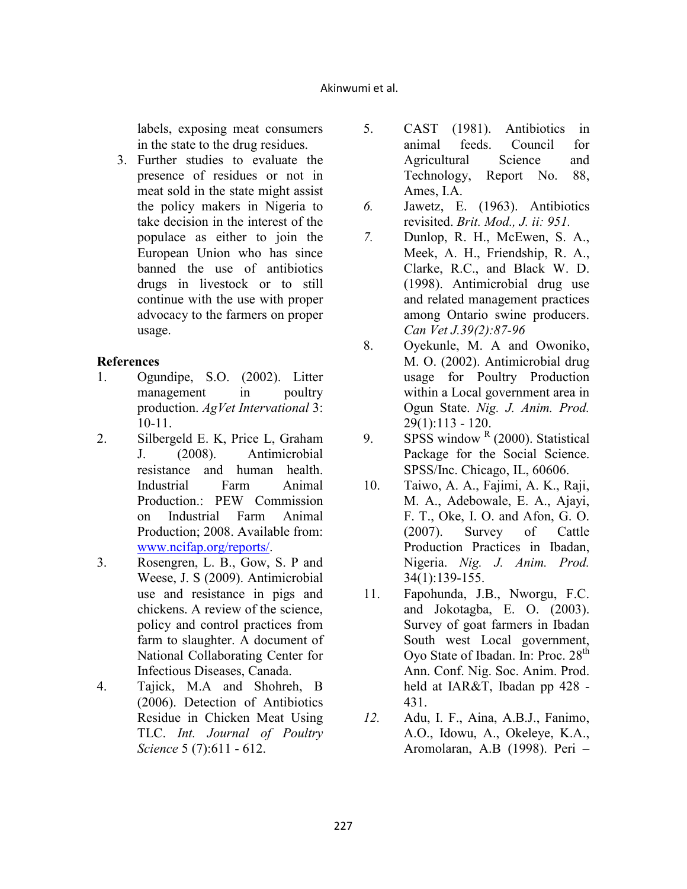labels, exposing meat consumers in the state to the drug residues.

3. Further studies to evaluate the presence of residues or not in meat sold in the state might assist the policy makers in Nigeria to take decision in the interest of the populace as either to join the European Union who has since banned the use of antibiotics drugs in livestock or to still continue with the use with proper advocacy to the farmers on proper usage.

**References**

1. Ogundipe, S.O. (2002). Litter management in poultry production. *AgVet Intervational* 3: 10-11.
2. Silbergeld E. K, Price L, Graham J. (2008). Antimicrobial resistance and human health. Industrial Farm Animal Production.: PEW Commission on Industrial Farm Animal Production; 2008. Available from: www.ncifap.org/reports/.
3. Rosengren, L. B., Gow, S. P and Weese, J. S (2009). Antimicrobial use and resistance in pigs and chickens. A review of the science, policy and control practices from farm to slaughter. A document of National Collaborating Center for Infectious Diseases, Canada.
4. Tajick, M.A and Shohreh, B (2006). Detection of Antibiotics Residue in Chicken Meat Using TLC. *Int. Journal of Poultry Science* 5 (7):611 - 612.
5. CAST (1981). Antibiotics in animal feeds. Council for Agricultural Science and Technology, Report No. 88, Ames, I.A.
6. Jawetz, E. (1963). Antibiotics revisited. *Brit. Mod., J. ii: 951.*
7. Dunlop, R. H., McEwen, S. A., Meek, A. H., Friendship, R. A., Clarke, R.C., and Black W. D. (1998). Antimicrobial drug use and related management practices among Ontario swine producers. *Can Vet J.39(2):87-96*
8. Oyekunle, M. A and Owoniko, M. O. (2002). Antimicrobial drug usage for Poultry Production within a Local government area in Ogun State. *Nig. J. Anim. Prod.* 29(1):113 - 120.
9. SPSS window [R] (2000). Statistical Package for the Social Science. SPSS/Inc. Chicago, IL, 60606.
10. Taiwo, A. A., Fajimi, A. K., Raji, M. A., Adebowale, E. A., Ajayi, F. T., Oke, I. O. and Afon, G. O. (2007). Survey of Cattle Production Practices in Ibadan, Nigeria. *Nig. J. Anim. Prod.* 34(1):139-155.
11. Fapohunda, J.B., Nworgu, F.C. and Jokotagba, E. O. (2003). Survey of goat farmers in Ibadan South west Local government, Oyo State of Ibadan. In: Proc. 28th Ann. Conf. Nig. Soc. Anim. Prod. held at IAR&T, Ibadan pp 428 - 431.
12. Adu, I. F., Aina, A.B.J., Fanimo, A.O., Idowu, A., Okeleye, K.A., Aromolaran, A.B (1998). Peri –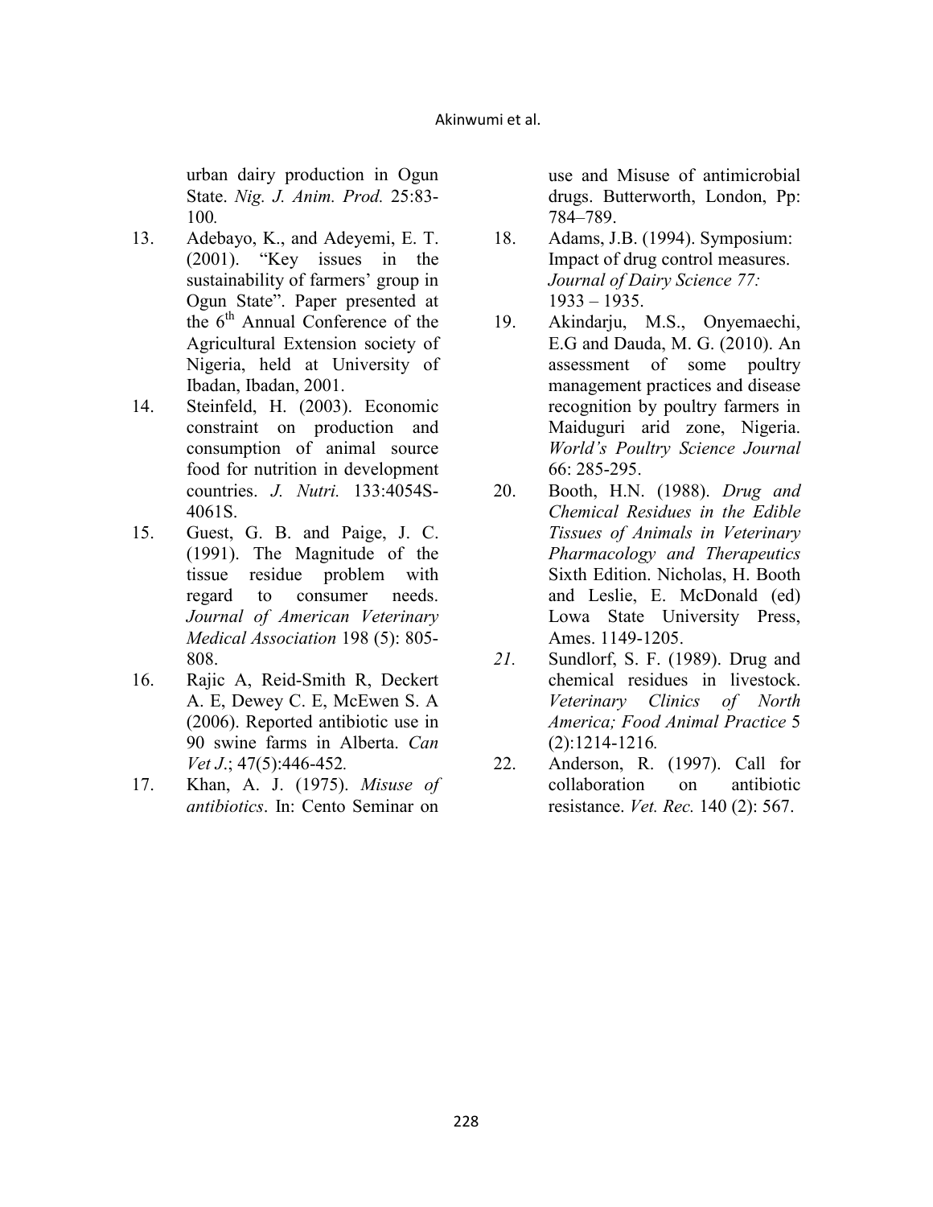urban dairy production in Ogun State. *Nig. J. Anim. Prod.* 25:83-100*.*

13. Adebayo, K., and Adeyemi, E. T. (2001). "Key issues in the sustainability of farmers' group in Ogun State". Paper presented at the 6th Annual Conference of the Agricultural Extension society of Nigeria, held at University of Ibadan, Ibadan, 2001.
14. Steinfeld, H. (2003). Economic constraint on production and consumption of animal source food for nutrition in development countries. *J. Nutri.* 133:4054S-4061S.
15. Guest, G. B. and Paige, J. C. (1991). The Magnitude of the tissue residue problem with regard to consumer needs. *Journal of American Veterinary Medical Association* 198 (5): 805-808.
16. Rajic A, Reid-Smith R, Deckert A. E, Dewey C. E, McEwen S. A (2006). Reported antibiotic use in 90 swine farms in Alberta. *Can Vet J*.; 47(5):446-452*.*
17. Khan, A. J. (1975). *Misuse of antibiotics*. In: Cento Seminar on use and Misuse of antimicrobial drugs. Butterworth, London, Pp: 784–789.
18. Adams, J.B. (1994). Symposium: Impact of drug control measures. *Journal of Dairy Science 77:* 1933 – 1935.
19. Akindarju, M.S., Onyemaechi, E.G and Dauda, M. G. (2010). An assessment of some poultry management practices and disease recognition by poultry farmers in Maiduguri arid zone, Nigeria. *World's Poultry Science Journal* 66: 285-295.
20. Booth, H.N. (1988). *Drug and Chemical Residues in the Edible Tissues of Animals in Veterinary Pharmacology and Therapeutics* Sixth Edition. Nicholas, H. Booth and Leslie, E. McDonald (ed) Lowa State University Press, Ames. 1149-1205.
21. Sundlorf, S. F. (1989). Drug and chemical residues in livestock. *Veterinary Clinics of North America; Food Animal Practice* 5 (2):1214-1216*.*
22. Anderson, R. (1997). Call for collaboration on antibiotic resistance. *Vet. Rec.* 140 (2): 567.